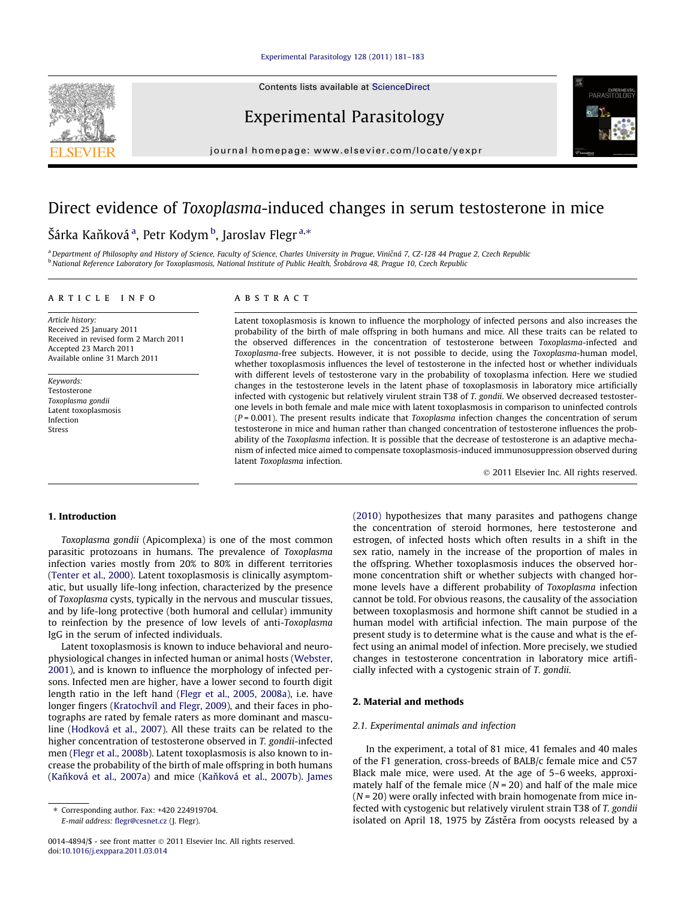# Direct evidence of *Toxoplasma*-induced changes in serum testosterone in mice

Šárka Kaňková [a], Petr Kodym [b], Jaroslav Flegr [a,*]

[a] Department of Philosophy and History of Science, Faculty of Science, Charles University in Prague, Viničná 7, CZ-128 44 Prague 2, Czech Republic
[b] National Reference Laboratory for Toxoplasmosis, National Institute of Public Health, Šrobárova 48, Prague 10, Czech Republic

## ARTICLE INFO

*Article history:*
Received 25 January 2011
Received in revised form 2 March 2011
Accepted 23 March 2011
Available online 31 March 2011

*Keywords:*
Testosterone
*Toxoplasma gondii*
Latent toxoplasmosis
Infection
Stress

## ABSTRACT

Latent toxoplasmosis is known to influence the morphology of infected persons and also increases the probability of the birth of male offspring in both humans and mice. All these traits can be related to the observed differences in the concentration of testosterone between *Toxoplasma*-infected and *Toxoplasma*-free subjects. However, it is not possible to decide, using the *Toxoplasma*-human model, whether toxoplasmosis influences the level of testosterone in the infected host or whether individuals with different levels of testosterone vary in the probability of toxoplasma infection. Here we studied changes in the testosterone levels in the latent phase of toxoplasmosis in laboratory mice artificially infected with cystogenic but relatively virulent strain T38 of *T. gondii*. We observed decreased testosterone levels in both female and male mice with latent toxoplasmosis in comparison to uninfected controls ($P = 0.001$). The present results indicate that *Toxoplasma* infection changes the concentration of serum testosterone in mice and human rather than changed concentration of testosterone influences the probability of the *Toxoplasma* infection. It is possible that the decrease of testosterone is an adaptive mechanism of infected mice aimed to compensate toxoplasmosis-induced immunosuppression observed during latent *Toxoplasma* infection.

© 2011 Elsevier Inc. All rights reserved.

## 1. Introduction

*Toxoplasma gondii* (Apicomplexa) is one of the most common parasitic protozoans in humans. The prevalence of *Toxoplasma* infection varies mostly from 20% to 80% in different territories (Tenter et al., 2000). Latent toxoplasmosis is clinically asymptomatic, but usually life-long infection, characterized by the presence of *Toxoplasma* cysts, typically in the nervous and muscular tissues, and by life-long protective (both humoral and cellular) immunity to reinfection by the presence of low levels of anti-*Toxoplasma* IgG in the serum of infected individuals.

Latent toxoplasmosis is known to induce behavioral and neurophysiological changes in infected human or animal hosts (Webster, 2001), and is known to influence the morphology of infected persons. Infected men are higher, have a lower second to fourth digit length ratio in the left hand (Flegr et al., 2005, 2008a), i.e. have longer fingers (Kratochvíl and Flegr, 2009), and their faces in photographs are rated by female raters as more dominant and masculine (Hodková et al., 2007). All these traits can be related to the higher concentration of testosterone observed in *T. gondii*-infected men (Flegr et al., 2008b). Latent toxoplasmosis is also known to increase the probability of the birth of male offspring in both humans (Kaňková et al., 2007a) and mice (Kaňková et al., 2007b). James (2010) hypothesizes that many parasites and pathogens change the concentration of steroid hormones, here testosterone and estrogen, of infected hosts which often results in a shift in the sex ratio, namely in the increase of the proportion of males in the offspring. Whether toxoplasmosis induces the observed hormone concentration shift or whether subjects with changed hormone levels have a different probability of *Toxoplasma* infection cannot be told. For obvious reasons, the causality of the association between toxoplasmosis and hormone shift cannot be studied in a human model with artificial infection. The main purpose of the present study is to determine what is the cause and what is the effect using an animal model of infection. More precisely, we studied changes in testosterone concentration in laboratory mice artificially infected with a cystogenic strain of *T. gondii*.

## 2. Material and methods

### 2.1. Experimental animals and infection

In the experiment, a total of 81 mice, 41 females and 40 males of the F1 generation, cross-breeds of BALB/c female mice and C57 Black male mice, were used. At the age of 5–6 weeks, approximately half of the female mice ($N = 20$) and half of the male mice ($N = 20$) were orally infected with brain homogenate from mice infected with cystogenic but relatively virulent strain T38 of *T. gondii* isolated on April 18, 1975 by Zástěra from oocysts released by a

* Corresponding author. Fax: +420 224919704.
E-mail address: flegr@cesnet.cz (J. Flegr).

0014-4894/$ - see front matter © 2011 Elsevier Inc. All rights reserved.
doi:10.1016/j.exppara.2011.03.014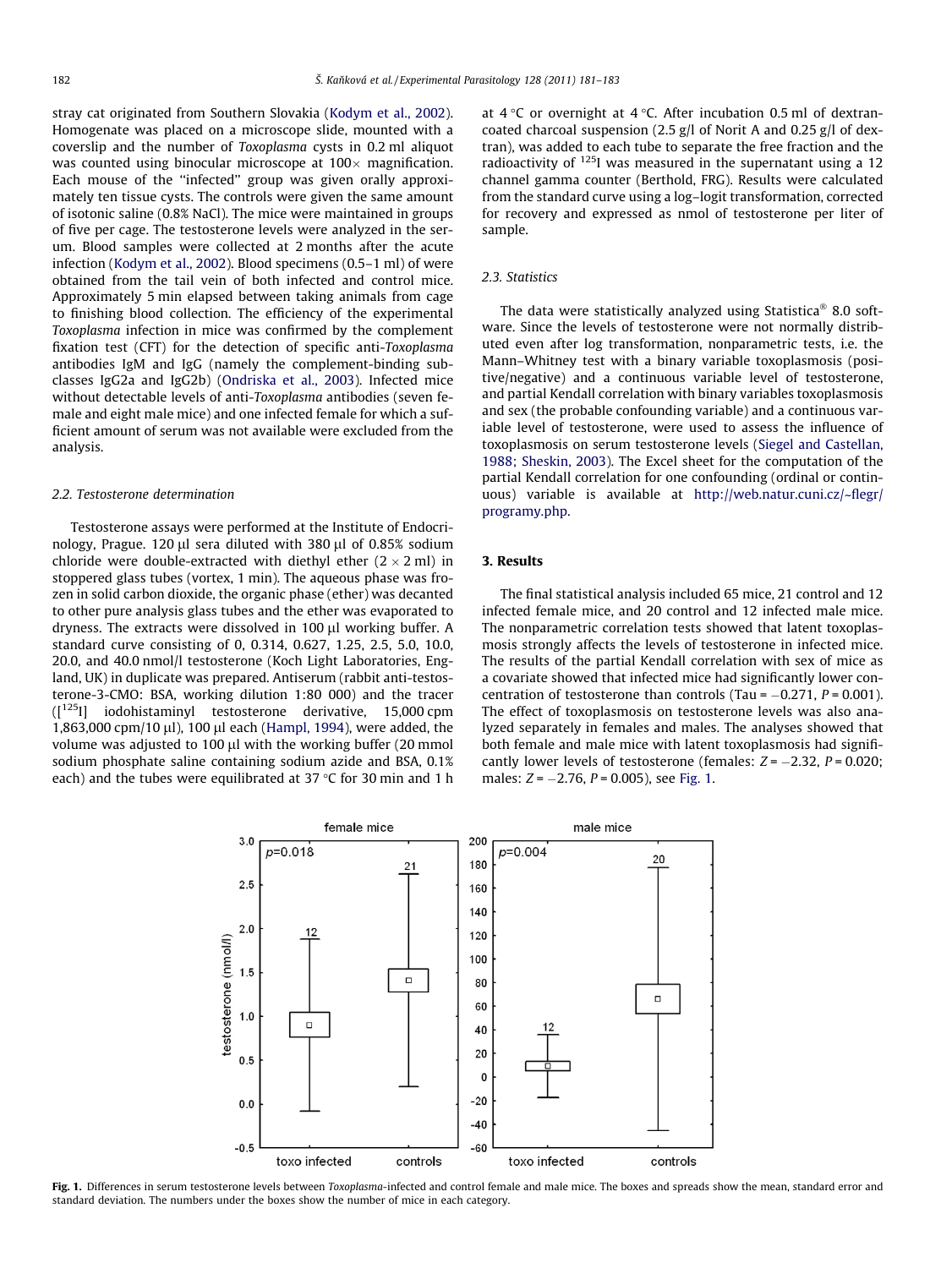stray cat originated from Southern Slovakia (Kodym et al., 2002). Homogenate was placed on a microscope slide, mounted with a coverslip and the number of *Toxoplasma* cysts in 0.2 ml aliquot was counted using binocular microscope at 100× magnification. Each mouse of the "infected" group was given orally approximately ten tissue cysts. The controls were given the same amount of isotonic saline (0.8% NaCl). The mice were maintained in groups of five per cage. The testosterone levels were analyzed in the serum. Blood samples were collected at 2 months after the acute infection (Kodym et al., 2002). Blood specimens (0.5–1 ml) of were obtained from the tail vein of both infected and control mice. Approximately 5 min elapsed between taking animals from cage to finishing blood collection. The efficiency of the experimental *Toxoplasma* infection in mice was confirmed by the complement fixation test (CFT) for the detection of specific anti-*Toxoplasma* antibodies IgM and IgG (namely the complement-binding subclasses IgG2a and IgG2b) (Ondriska et al., 2003). Infected mice without detectable levels of anti-*Toxoplasma* antibodies (seven female and eight male mice) and one infected female for which a sufficient amount of serum was not available were excluded from the analysis.

### 2.2. Testosterone determination

Testosterone assays were performed at the Institute of Endocrinology, Prague. 120 µl sera diluted with 380 µl of 0.85% sodium chloride were double-extracted with diethyl ether (2 × 2 ml) in stoppered glass tubes (vortex, 1 min). The aqueous phase was frozen in solid carbon dioxide, the organic phase (ether) was decanted to other pure analysis glass tubes and the ether was evaporated to dryness. The extracts were dissolved in 100 µl working buffer. A standard curve consisting of 0, 0.314, 0.627, 1.25, 2.5, 5.0, 10.0, 20.0, and 40.0 nmol/l testosterone (Koch Light Laboratories, England, UK) in duplicate was prepared. Antiserum (rabbit anti-testosterone-3-CMO: BSA, working dilution 1:80 000) and the tracer ([$^{125}$I] iodohistaminyl testosterone derivative, 15,000 cpm 1,863,000 cpm/10 µl), 100 µl each (Hampl, 1994), were added, the volume was adjusted to 100 µl with the working buffer (20 mmol sodium phosphate saline containing sodium azide and BSA, 0.1% each) and the tubes were equilibrated at 37 °C for 30 min and 1 h at 4 °C or overnight at 4 °C. After incubation 0.5 ml of dextran-coated charcoal suspension (2.5 g/l of Norit A and 0.25 g/l of dextran), was added to each tube to separate the free fraction and the radioactivity of $^{125}$I was measured in the supernatant using a 12 channel gamma counter (Berthold, FRG). Results were calculated from the standard curve using a log–logit transformation, corrected for recovery and expressed as nmol of testosterone per liter of sample.

### 2.3. Statistics

The data were statistically analyzed using Statistica® 8.0 software. Since the levels of testosterone were not normally distributed even after log transformation, nonparametric tests, i.e. the Mann–Whitney test with a binary variable toxoplasmosis (positive/negative) and a continuous variable level of testosterone, and partial Kendall correlation with binary variables toxoplasmosis and sex (the probable confounding variable) and a continuous variable level of testosterone, were used to assess the influence of toxoplasmosis on serum testosterone levels (Siegel and Castellan, 1988; Sheskin, 2003). The Excel sheet for the computation of the partial Kendall correlation for one confounding (ordinal or continuous) variable is available at http://web.natur.cuni.cz/~flegr/programy.php.

## 3. Results

The final statistical analysis included 65 mice, 21 control and 12 infected female mice, and 20 control and 12 infected male mice. The nonparametric correlation tests showed that latent toxoplasmosis strongly affects the levels of testosterone in infected mice. The results of the partial Kendall correlation with sex of mice as a covariate showed that infected mice had significantly lower concentration of testosterone than controls (Tau = −0.271, $P = 0.001$). The effect of toxoplasmosis on testosterone levels was also analyzed separately in females and males. The analyses showed that both female and male mice with latent toxoplasmosis had significantly lower levels of testosterone (females: $Z = -2.32$, $P = 0.020$; males: $Z = -2.76$, $P = 0.005$), see Fig. 1.

**Fig. 1.** Differences in serum testosterone levels between *Toxoplasma*-infected and control female and male mice. The boxes and spreads show the mean, standard error and standard deviation. The numbers under the boxes show the number of mice in each category.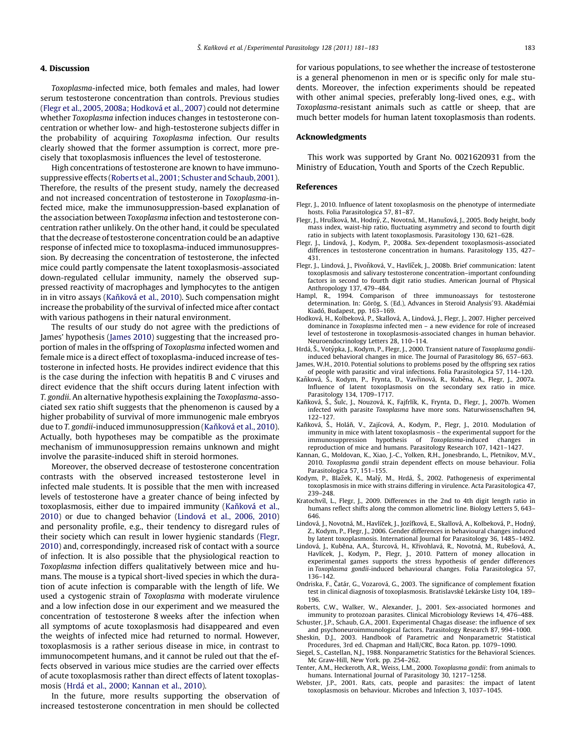## 4. Discussion

*Toxoplasma*-infected mice, both females and males, had lower serum testosterone concentration than controls. Previous studies (Flegr et al., 2005, 2008a; Hodková et al., 2007) could not determine whether *Toxoplasma* infection induces changes in testosterone concentration or whether low- and high-testosterone subjects differ in the probability of acquiring *Toxoplasma* infection. Our results clearly showed that the former assumption is correct, more precisely that toxoplasmosis influences the level of testosterone.

High concentrations of testosterone are known to have immunosuppressive effects (Roberts et al., 2001; Schuster and Schaub, 2001). Therefore, the results of the present study, namely the decreased and not increased concentration of testosterone in *Toxoplasma*-infected mice, make the immunosuppression-based explanation of the association between *Toxoplasma* infection and testosterone concentration rather unlikely. On the other hand, it could be speculated that the decrease of testosterone concentration could be an adaptive response of infected mice to toxoplasma-induced immunosuppression. By decreasing the concentration of testosterone, the infected mice could partly compensate the latent toxoplasmosis-associated down-regulated cellular immunity, namely the observed suppressed reactivity of macrophages and lymphocytes to the antigen in in vitro assays (Kaňková et al., 2010). Such compensation might increase the probability of the survival of infected mice after contact with various pathogens in their natural environment.

The results of our study do not agree with the predictions of James' hypothesis (James 2010) suggesting that the increased proportion of males in the offspring of *Toxoplasma* infected women and female mice is a direct effect of toxoplasma-induced increase of testosterone in infected hosts. He provides indirect evidence that this is the case during the infection with hepatitis B and C viruses and direct evidence that the shift occurs during latent infection with *T. gondii*. An alternative hypothesis explaining the *Toxoplasma*-associated sex ratio shift suggests that the phenomenon is caused by a higher probability of survival of more immunogenic male embryos due to *T. gondii*-induced immunosuppression (Kaňková et al., 2010). Actually, both hypotheses may be compatible as the proximate mechanism of immunosuppression remains unknown and might involve the parasite-induced shift in steroid hormones.

Moreover, the observed decrease of testosterone concentration contrasts with the observed increased testosterone level in infected male students. It is possible that the men with increased levels of testosterone have a greater chance of being infected by toxoplasmosis, either due to impaired immunity (Kaňková et al., 2010) or due to changed behavior (Lindová et al., 2006, 2010) and personality profile, e.g., their tendency to disregard rules of their society which can result in lower hygienic standards (Flegr, 2010) and, correspondingly, increased risk of contact with a source of infection. It is also possible that the physiological reaction to *Toxoplasma* infection differs qualitatively between mice and humans. The mouse is a typical short-lived species in which the duration of acute infection is comparable with the length of life. We used a cystogenic strain of *Toxoplasma* with moderate virulence and a low infection dose in our experiment and we measured the concentration of testosterone 8 weeks after the infection when all symptoms of acute toxoplasmosis had disappeared and even the weights of infected mice had returned to normal. However, toxoplasmosis is a rather serious disease in mice, in contrast to immunocompetent humans, and it cannot be ruled out that the effects observed in various mice studies are the carried over effects of acute toxoplasmosis rather than direct effects of latent toxoplasmosis (Hrdá et al., 2000; Kannan et al., 2010).

In the future, more results supporting the observation of increased testosterone concentration in men should be collected for various populations, to see whether the increase of testosterone is a general phenomenon in men or is specific only for male students. Moreover, the infection experiments should be repeated with other animal species, preferably long-lived ones, e.g., with *Toxoplasma*-resistant animals such as cattle or sheep, that are much better models for human latent toxoplasmosis than rodents.

## Acknowledgments

This work was supported by Grant No. 0021620931 from the Ministry of Education, Youth and Sports of the Czech Republic.

## References

Flegr, J., 2010. Influence of latent toxoplasmosis on the phenotype of intermediate hosts. Folia Parasitologica 57, 81–87.

Flegr, J., Hrušková, M., Hodný, Z., Novotná, M., Hanušová, J., 2005. Body height, body mass index, waist-hip ratio, fluctuating asymmetry and second to fourth digit ratio in subjects with latent toxoplasmosis. Parasitology 130, 621–628.

Flegr, J., Lindová, J., Kodym, P., 2008a. Sex-dependent toxoplasmosis-associated differences in testosterone concentration in humans. Parasitology 135, 427–431.

Flegr, J., Lindová, J., Pivoňková, V., Havlíček, J., 2008b. Brief communication: latent toxoplasmosis and salivary testosterone concentration–important confounding factors in second to fourth digit ratio studies. American Journal of Physical Anthropology 137, 479–484.

Hampl, R., 1994. Comparison of three immunoassays for testosterone determination. In: Görög, S. (Ed.), Advances in Steroid Analysis´93. Akadémiai Kiadó, Budapest, pp. 163–169.

Hodková, H., Kolbeková, P., Skallová, A., Lindová, J., Flegr, J., 2007. Higher perceived dominance in *Toxoplasma* infected men – a new evidence for role of increased level of testosterone in toxoplasmosis-associated changes in human behavior. Neuroendocrinology Letters 28, 110–114.

Hrdá, Š., Votýpka, J., Kodym, P., Flegr, J., 2000. Transient nature of *Toxoplasma gondii*-induced behavioral changes in mice. The Journal of Parasitology 86, 657–663.

James, W.H., 2010. Potential solutions to problems posed by the offspring sex ratios of people with parasitic and viral infections. Folia Parasitologica 57, 114–120.

Kaňková, Š., Kodym, P., Frynta, D., Vavřinová, R., Kuběna, A., Flegr, J., 2007a. Influence of latent toxoplasmosis on the secondary sex ratio in mice. Parasitology 134, 1709–1717.

Kaňková, Š., Šulc, J., Nouzová, K., Fajfrlík, K., Frynta, D., Flegr, J., 2007b. Women infected with parasite *Toxoplasma* have more sons. Naturwissenschaften 94, 122–127.

Kaňková, Š., Holáň, V., Zajícová, A., Kodym, P., Flegr, J., 2010. Modulation of immunity in mice with latent toxoplasmosis – the experimental support for the immunosuppression hypothesis of *Toxoplasma*-induced changes in reproduction of mice and humans. Parasitology Research 107, 1421–1427.

Kannan, G., Moldovan, K., Xiao, J.-C., Yolken, R.H., Jonesbrando, L., Pletnikov, M.V., 2010. *Toxoplasma gondii* strain dependent effects on mouse behaviour. Folia Parasitologica 57, 151–155.

Kodym, P., Blažek, K., Malý, M., Hrdá, Š., 2002. Pathogenesis of experimental toxoplasmosis in mice with strains differing in virulence. Acta Parasitologica 47, 239–248.

Kratochvíl, L., Flegr, J., 2009. Differences in the 2nd to 4th digit length ratio in humans reflect shifts along the common allometric line. Biology Letters 5, 643–646.

Lindová, J., Novotná, M., Havlíček, J., Jozífková, E., Skallová, A., Kolbeková, P., Hodný, Z., Kodym, P., Flegr, J., 2006. Gender differences in behavioural changes induced by latent toxoplasmosis. International Journal for Parasitology 36, 1485–1492.

Lindová, J., Kuběna, A.A., Šturcová, H., Křivohlavá, R., Novotná, M., Rubešová, A., Havlícek, J., Kodym, P., Flegr, J., 2010. Pattern of money allocation in experimental games supports the stress hypothesis of gender differences in *Toxoplasma gondii*-induced behavioural changes. Folia Parasitologica 57, 136–142.

Ondriska, F., Čatár, G., Vozarová, G., 2003. The significance of complement fixation test in clinical diagnosis of toxoplasmosis. Bratislavské Lekárske Listy 104, 189–196.

Roberts, C.W., Walker, W., Alexander, J., 2001. Sex-associated hormones and immunity to protozoan parasites. Clinical Microbiology Reviews 14, 476–488.

Schuster, J.P., Schaub, G.A., 2001. Experimental Chagas disease: the influence of sex and psychoneuroimmunological factors. Parasitology Research 87, 994–1000.

Sheskin, D.J., 2003. Handbook of Parametric and Nonparametric Statistical Procedures, 3rd ed. Chapman and Hall/CRC, Boca Raton. pp. 1079–1090.

Siegel, S., Castellan, N.J., 1988. Nonparametric Statistics for the Behavioral Sciences. Mc Graw-Hill, New York. pp. 254–262.

Tenter, A.M., Heckeroth, A.R., Weiss, L.M., 2000. *Toxoplasma gondii*: from animals to humans. International Journal of Parasitology 30, 1217–1258.

Webster, J.P., 2001. Rats, cats, people and parasites: the impact of latent toxoplasmosis on behaviour. Microbes and Infection 3, 1037–1045.